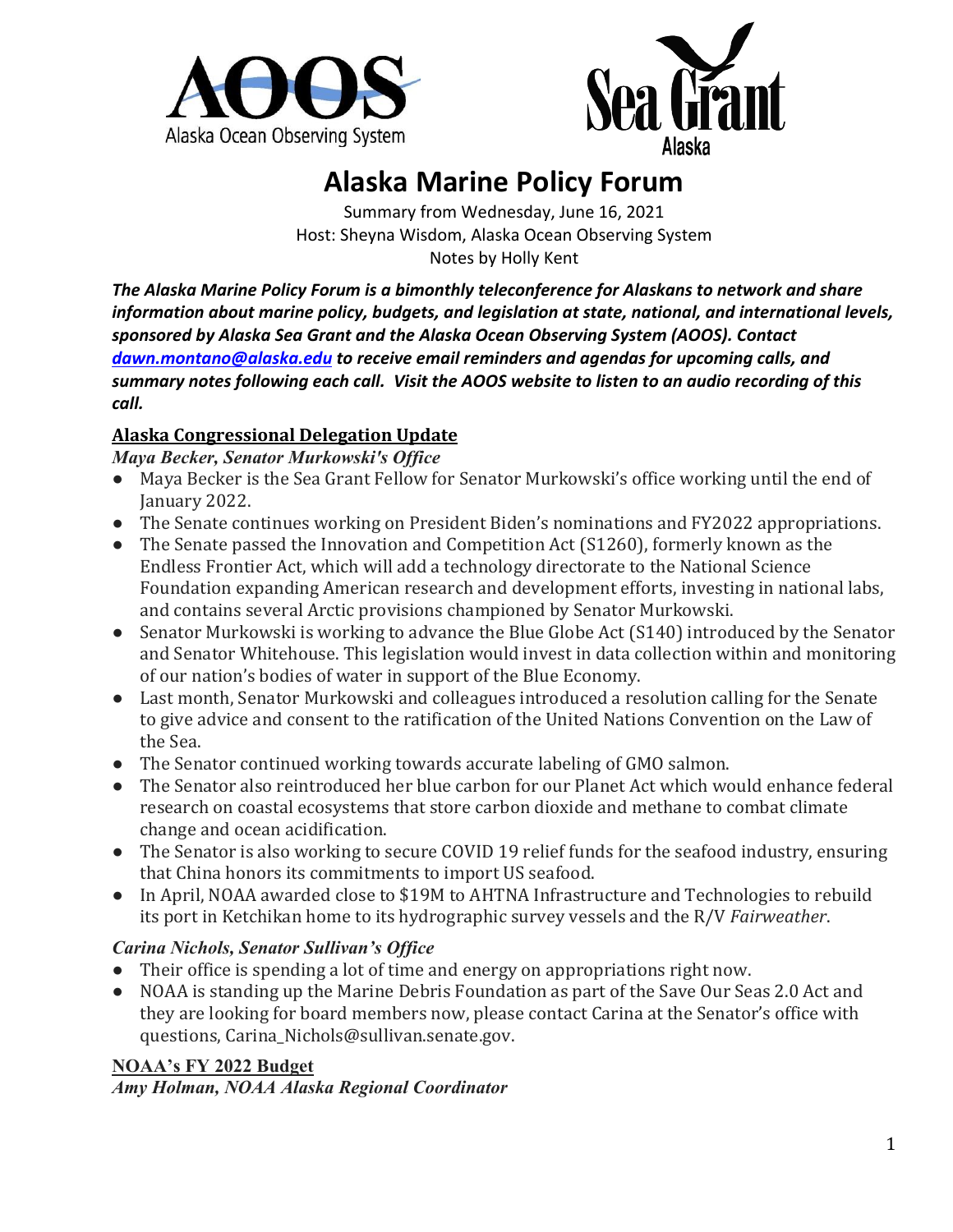# Alaska Marine Policy Forum

Summary from Wednesday, June 16, 2021
Host: Sheyna Wisdom, Alaska Ocean Observing System
Notes by Holly Kent

***The Alaska Marine Policy Forum is a bimonthly teleconference for Alaskans to network and share information about marine policy, budgets, and legislation at state, national, and international levels, sponsored by Alaska Sea Grant and the Alaska Ocean Observing System (AOOS). Contact [dawn.montano@alaska.edu](mailto:dawn.montano@alaska.edu) to receive email reminders and agendas for upcoming calls, and summary notes following each call. Visit the AOOS website to listen to an audio recording of this call.***

## Alaska Congressional Delegation Update

### *Maya Becker, Senator Murkowski's Office*

- Maya Becker is the Sea Grant Fellow for Senator Murkowski's office working until the end of January 2022.
- The Senate continues working on President Biden's nominations and FY2022 appropriations.
- The Senate passed the Innovation and Competition Act (S1260), formerly known as the Endless Frontier Act, which will add a technology directorate to the National Science Foundation expanding American research and development efforts, investing in national labs, and contains several Arctic provisions championed by Senator Murkowski.
- Senator Murkowski is working to advance the Blue Globe Act (S140) introduced by the Senator and Senator Whitehouse. This legislation would invest in data collection within and monitoring of our nation's bodies of water in support of the Blue Economy.
- Last month, Senator Murkowski and colleagues introduced a resolution calling for the Senate to give advice and consent to the ratification of the United Nations Convention on the Law of the Sea.
- The Senator continued working towards accurate labeling of GMO salmon.
- The Senator also reintroduced her blue carbon for our Planet Act which would enhance federal research on coastal ecosystems that store carbon dioxide and methane to combat climate change and ocean acidification.
- The Senator is also working to secure COVID 19 relief funds for the seafood industry, ensuring that China honors its commitments to import US seafood.
- In April, NOAA awarded close to $19M to AHTNA Infrastructure and Technologies to rebuild its port in Ketchikan home to its hydrographic survey vessels and the R/V *Fairweather*.

### *Carina Nichols, Senator Sullivan's Office*

- Their office is spending a lot of time and energy on appropriations right now.
- NOAA is standing up the Marine Debris Foundation as part of the Save Our Seas 2.0 Act and they are looking for board members now, please contact Carina at the Senator's office with questions, Carina_Nichols@sullivan.senate.gov.

## NOAA's FY 2022 Budget

### *Amy Holman, NOAA Alaska Regional Coordinator*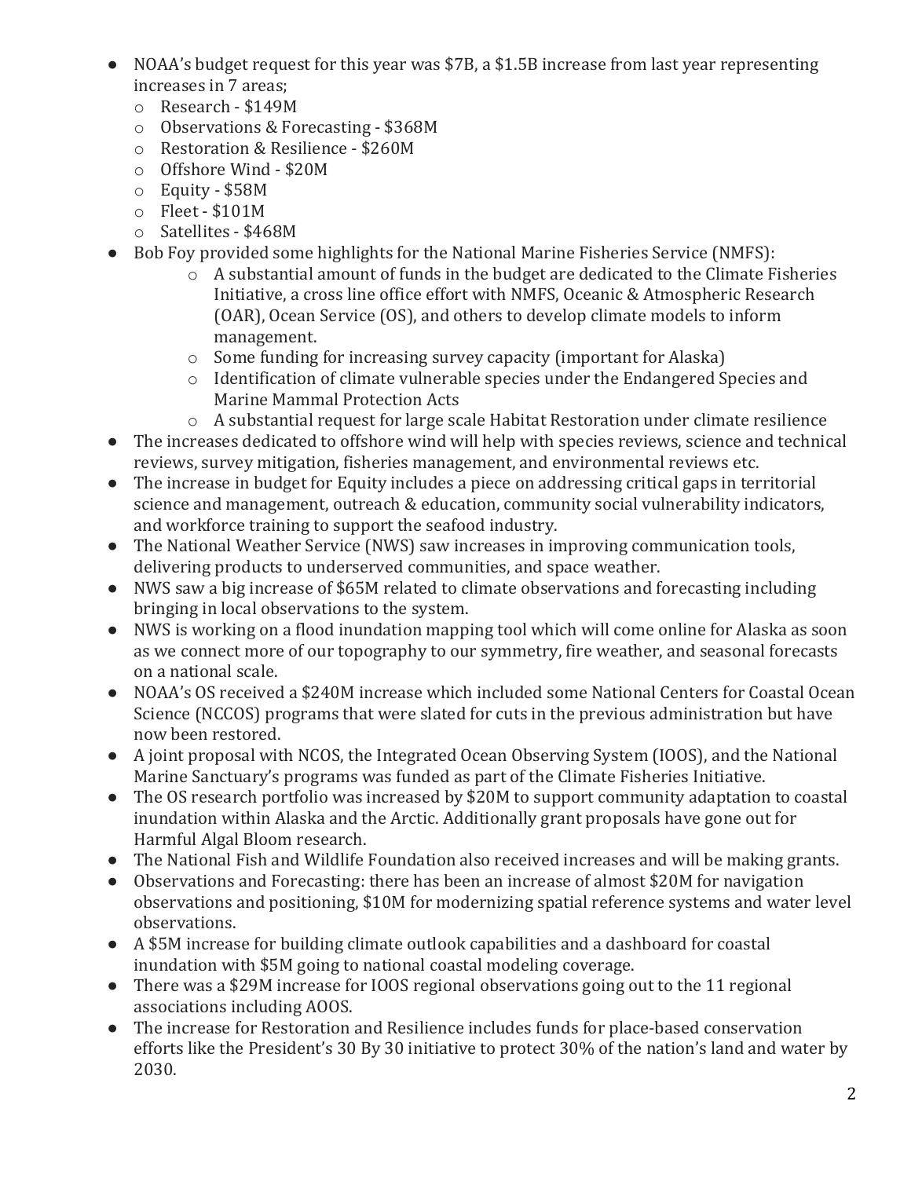- NOAA's budget request for this year was $7B, a $1.5B increase from last year representing increases in 7 areas;
  - Research - $149M
  - Observations & Forecasting - $368M
  - Restoration & Resilience - $260M
  - Offshore Wind - $20M
  - Equity - $58M
  - Fleet - $101M
  - Satellites - $468M
- Bob Foy provided some highlights for the National Marine Fisheries Service (NMFS):
  - A substantial amount of funds in the budget are dedicated to the Climate Fisheries Initiative, a cross line office effort with NMFS, Oceanic & Atmospheric Research (OAR), Ocean Service (OS), and others to develop climate models to inform management.
  - Some funding for increasing survey capacity (important for Alaska)
  - Identification of climate vulnerable species under the Endangered Species and Marine Mammal Protection Acts
  - A substantial request for large scale Habitat Restoration under climate resilience
- The increases dedicated to offshore wind will help with species reviews, science and technical reviews, survey mitigation, fisheries management, and environmental reviews etc.
- The increase in budget for Equity includes a piece on addressing critical gaps in territorial science and management, outreach & education, community social vulnerability indicators, and workforce training to support the seafood industry.
- The National Weather Service (NWS) saw increases in improving communication tools, delivering products to underserved communities, and space weather.
- NWS saw a big increase of $65M related to climate observations and forecasting including bringing in local observations to the system.
- NWS is working on a flood inundation mapping tool which will come online for Alaska as soon as we connect more of our topography to our symmetry, fire weather, and seasonal forecasts on a national scale.
- NOAA's OS received a $240M increase which included some National Centers for Coastal Ocean Science (NCCOS) programs that were slated for cuts in the previous administration but have now been restored.
- A joint proposal with NCOS, the Integrated Ocean Observing System (IOOS), and the National Marine Sanctuary's programs was funded as part of the Climate Fisheries Initiative.
- The OS research portfolio was increased by $20M to support community adaptation to coastal inundation within Alaska and the Arctic. Additionally grant proposals have gone out for Harmful Algal Bloom research.
- The National Fish and Wildlife Foundation also received increases and will be making grants.
- Observations and Forecasting: there has been an increase of almost $20M for navigation observations and positioning, $10M for modernizing spatial reference systems and water level observations.
- A $5M increase for building climate outlook capabilities and a dashboard for coastal inundation with $5M going to national coastal modeling coverage.
- There was a $29M increase for IOOS regional observations going out to the 11 regional associations including AOOS.
- The increase for Restoration and Resilience includes funds for place-based conservation efforts like the President's 30 By 30 initiative to protect 30% of the nation's land and water by 2030.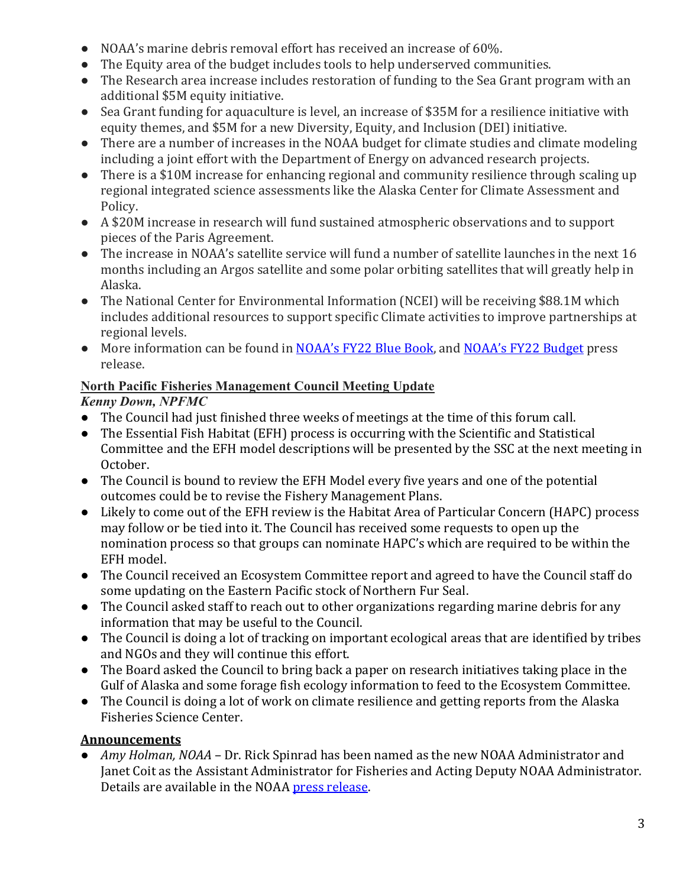- NOAA's marine debris removal effort has received an increase of 60%.
- The Equity area of the budget includes tools to help underserved communities.
- The Research area increase includes restoration of funding to the Sea Grant program with an additional $5M equity initiative.
- Sea Grant funding for aquaculture is level, an increase of $35M for a resilience initiative with equity themes, and $5M for a new Diversity, Equity, and Inclusion (DEI) initiative.
- There are a number of increases in the NOAA budget for climate studies and climate modeling including a joint effort with the Department of Energy on advanced research projects.
- There is a $10M increase for enhancing regional and community resilience through scaling up regional integrated science assessments like the Alaska Center for Climate Assessment and Policy.
- A $20M increase in research will fund sustained atmospheric observations and to support pieces of the Paris Agreement.
- The increase in NOAA's satellite service will fund a number of satellite launches in the next 16 months including an Argos satellite and some polar orbiting satellites that will greatly help in Alaska.
- The National Center for Environmental Information (NCEI) will be receiving $88.1M which includes additional resources to support specific Climate activities to improve partnerships at regional levels.
- More information can be found in NOAA's FY22 Blue Book, and NOAA's FY22 Budget press release.

**North Pacific Fisheries Management Council Meeting Update**

***Kenny Down, NPFMC***

- The Council had just finished three weeks of meetings at the time of this forum call.
- The Essential Fish Habitat (EFH) process is occurring with the Scientific and Statistical Committee and the EFH model descriptions will be presented by the SSC at the next meeting in October.
- The Council is bound to review the EFH Model every five years and one of the potential outcomes could be to revise the Fishery Management Plans.
- Likely to come out of the EFH review is the Habitat Area of Particular Concern (HAPC) process may follow or be tied into it. The Council has received some requests to open up the nomination process so that groups can nominate HAPC's which are required to be within the EFH model.
- The Council received an Ecosystem Committee report and agreed to have the Council staff do some updating on the Eastern Pacific stock of Northern Fur Seal.
- The Council asked staff to reach out to other organizations regarding marine debris for any information that may be useful to the Council.
- The Council is doing a lot of tracking on important ecological areas that are identified by tribes and NGOs and they will continue this effort.
- The Board asked the Council to bring back a paper on research initiatives taking place in the Gulf of Alaska and some forage fish ecology information to feed to the Ecosystem Committee.
- The Council is doing a lot of work on climate resilience and getting reports from the Alaska Fisheries Science Center.

**Announcements**

- *Amy Holman, NOAA* – Dr. Rick Spinrad has been named as the new NOAA Administrator and Janet Coit as the Assistant Administrator for Fisheries and Acting Deputy NOAA Administrator. Details are available in the NOAA press release.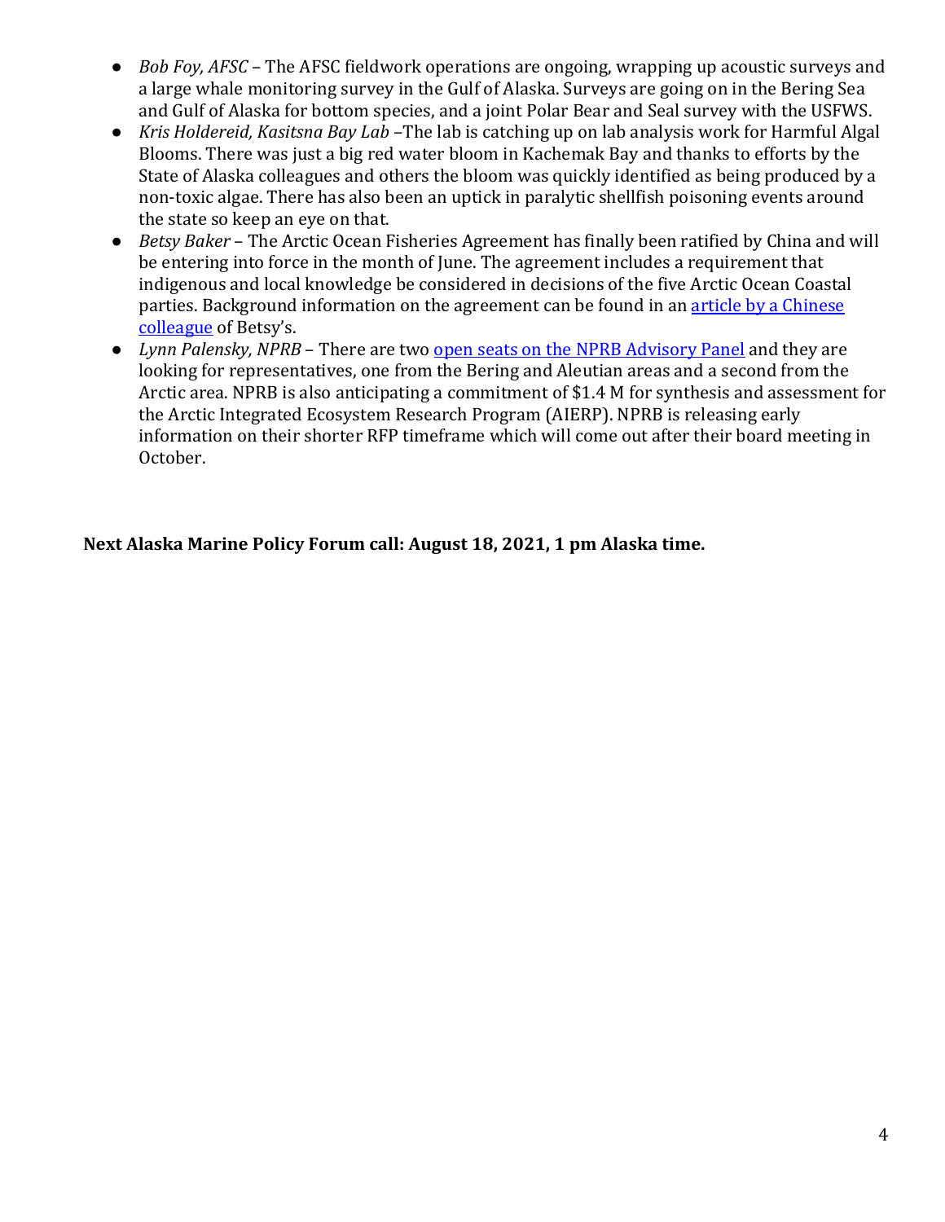- *Bob Foy, AFSC* – The AFSC fieldwork operations are ongoing, wrapping up acoustic surveys and a large whale monitoring survey in the Gulf of Alaska. Surveys are going on in the Bering Sea and Gulf of Alaska for bottom species, and a joint Polar Bear and Seal survey with the USFWS.
- *Kris Holdereid, Kasitsna Bay Lab* –The lab is catching up on lab analysis work for Harmful Algal Blooms. There was just a big red water bloom in Kachemak Bay and thanks to efforts by the State of Alaska colleagues and others the bloom was quickly identified as being produced by a non-toxic algae. There has also been an uptick in paralytic shellfish poisoning events around the state so keep an eye on that.
- *Betsy Baker* – The Arctic Ocean Fisheries Agreement has finally been ratified by China and will be entering into force in the month of June. The agreement includes a requirement that indigenous and local knowledge be considered in decisions of the five Arctic Ocean Coastal parties. Background information on the agreement can be found in an article by a Chinese colleague of Betsy's.
- *Lynn Palensky, NPRB* – There are two open seats on the NPRB Advisory Panel and they are looking for representatives, one from the Bering and Aleutian areas and a second from the Arctic area. NPRB is also anticipating a commitment of $1.4 M for synthesis and assessment for the Arctic Integrated Ecosystem Research Program (AIERP). NPRB is releasing early information on their shorter RFP timeframe which will come out after their board meeting in October.

**Next Alaska Marine Policy Forum call: August 18, 2021, 1 pm Alaska time.**